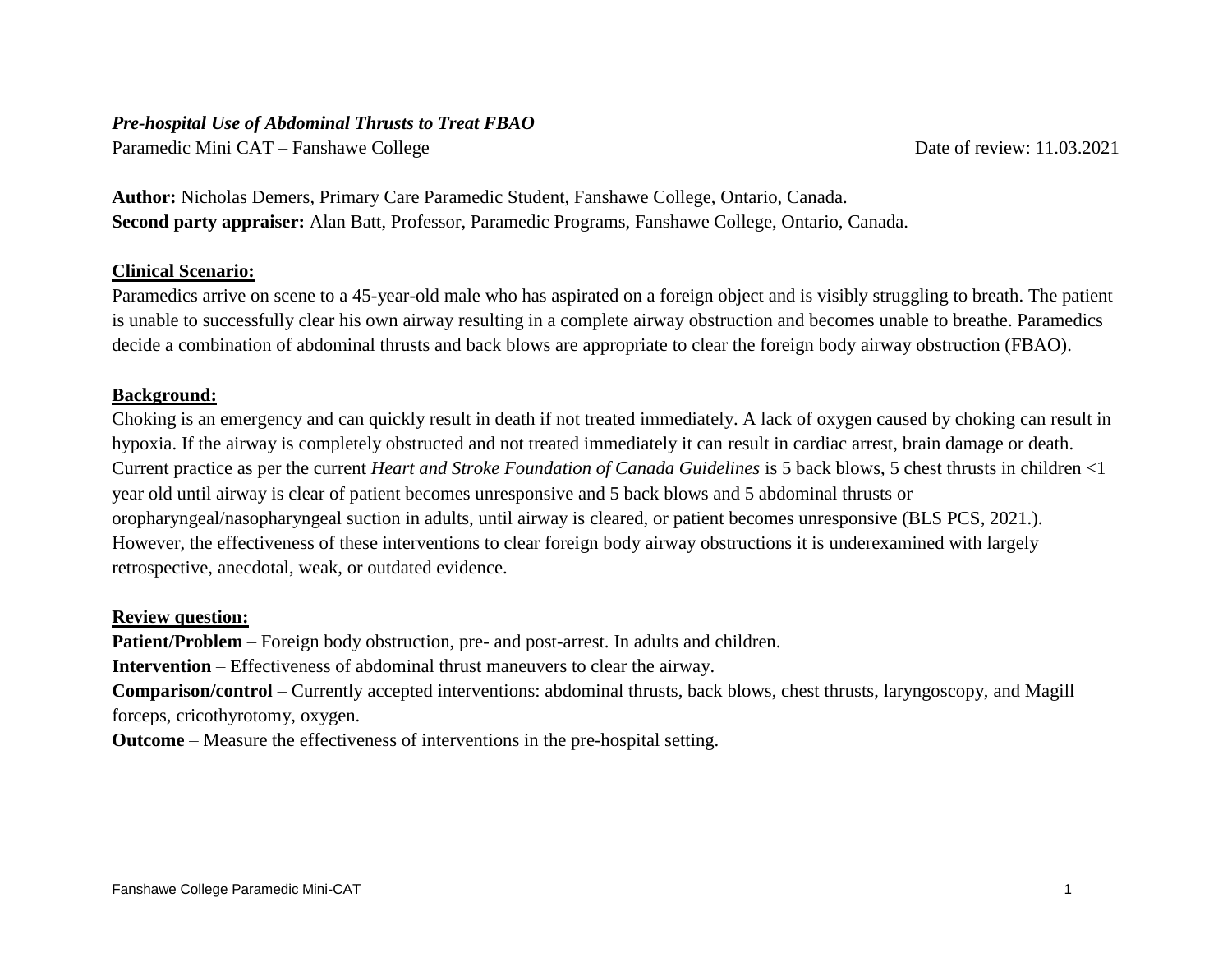***Pre-hospital Use of Abdominal Thrusts to Treat FBAO***

Paramedic Mini CAT – Fanshawe College                                                                                    Date of review: 11.03.2021

**Author:** Nicholas Demers, Primary Care Paramedic Student, Fanshawe College, Ontario, Canada.
**Second party appraiser:** Alan Batt, Professor, Paramedic Programs, Fanshawe College, Ontario, Canada.

## Clinical Scenario:

Paramedics arrive on scene to a 45-year-old male who has aspirated on a foreign object and is visibly struggling to breath. The patient is unable to successfully clear his own airway resulting in a complete airway obstruction and becomes unable to breathe. Paramedics decide a combination of abdominal thrusts and back blows are appropriate to clear the foreign body airway obstruction (FBAO).

## Background:

Choking is an emergency and can quickly result in death if not treated immediately. A lack of oxygen caused by choking can result in hypoxia. If the airway is completely obstructed and not treated immediately it can result in cardiac arrest, brain damage or death. Current practice as per the current *Heart and Stroke Foundation of Canada Guidelines* is 5 back blows, 5 chest thrusts in children <1 year old until airway is clear of patient becomes unresponsive and 5 back blows and 5 abdominal thrusts or oropharyngeal/nasopharyngeal suction in adults, until airway is cleared, or patient becomes unresponsive (BLS PCS, 2021.). However, the effectiveness of these interventions to clear foreign body airway obstructions it is underexamined with largely retrospective, anecdotal, weak, or outdated evidence.

## Review question:

**Patient/Problem** – Foreign body obstruction, pre- and post-arrest. In adults and children.
**Intervention** – Effectiveness of abdominal thrust maneuvers to clear the airway.
**Comparison/control** – Currently accepted interventions: abdominal thrusts, back blows, chest thrusts, laryngoscopy, and Magill forceps, cricothyrotomy, oxygen.
**Outcome** – Measure the effectiveness of interventions in the pre-hospital setting.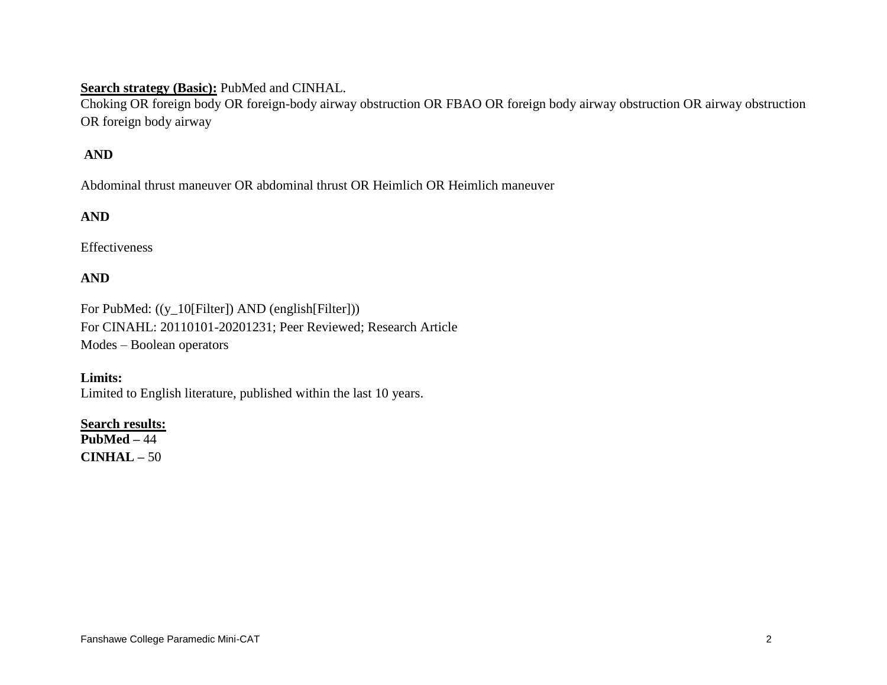**<u>Search strategy (Basic):</u>** PubMed and CINHAL.
Choking OR foreign body OR foreign-body airway obstruction OR FBAO OR foreign body airway obstruction OR airway obstruction OR foreign body airway

**AND**

Abdominal thrust maneuver OR abdominal thrust OR Heimlich OR Heimlich maneuver

**AND**

Effectiveness

**AND**

For PubMed: ((y_10[Filter]) AND (english[Filter]))
For CINAHL: 20110101-20201231; Peer Reviewed; Research Article
Modes – Boolean operators

**Limits:**
Limited to English literature, published within the last 10 years.

**<u>Search results:</u>**
**PubMed –** 44
**CINHAL –** 50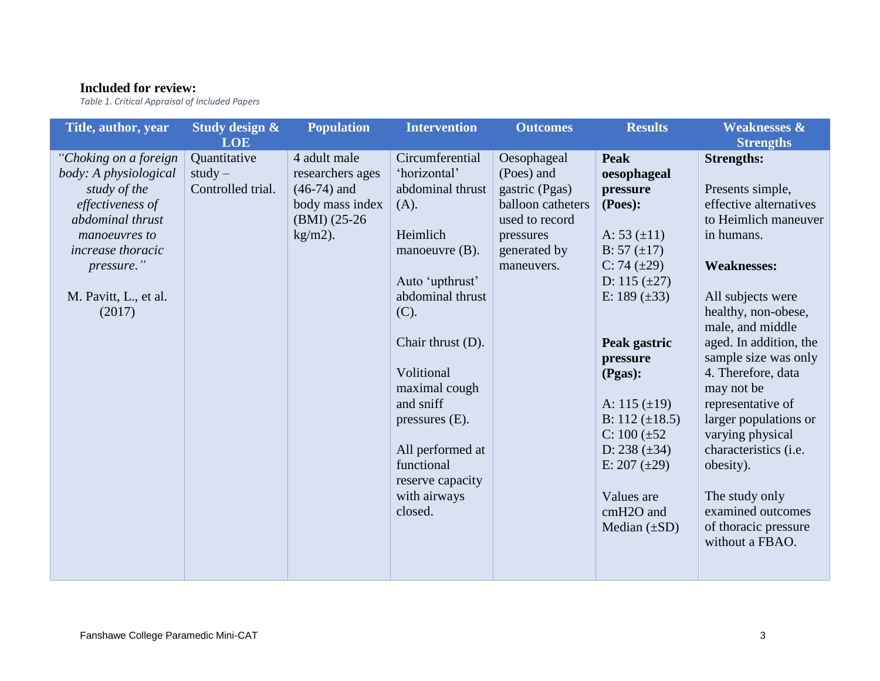**Included for review:**

*Table 1. Critical Appraisal of Included Papers*

| Title, author, year | Study design & LOE | Population | Intervention | Outcomes | Results | Weaknesses & Strengths |
|---|---|---|---|---|---|---|
| *"Choking on a foreign body: A physiological study of the effectiveness of abdominal thrust manoeuvres to increase thoracic pressure."*<br><br>M. Pavitt, L., et al. (2017) | Quantitative study – Controlled trial. | 4 adult male researchers ages (46-74) and body mass index (BMI) (25-26 kg/m2). | Circumferential 'horizontal' abdominal thrust (A).<br><br>Heimlich manoeuvre (B).<br><br>Auto 'upthrust' abdominal thrust (C).<br><br>Chair thrust (D).<br><br>Volitional maximal cough and sniff pressures (E).<br><br>All performed at functional reserve capacity with airways closed. | Oesophageal (Poes) and gastric (Pgas) balloon catheters used to record pressures generated by maneuvers. | **Peak oesophageal pressure (Poes):**<br><br>A: 53 (±11)<br>B: 57 (±17)<br>C: 74 (±29)<br>D: 115 (±27)<br>E: 189 (±33)<br><br>**Peak gastric pressure (Pgas):**<br><br>A: 115 (±19)<br>B: 112 (±18.5)<br>C: 100 (±52<br>D: 238 (±34)<br>E: 207 (±29)<br><br>Values are cmH2O and Median (±SD) | **Strengths:**<br><br>Presents simple, effective alternatives to Heimlich maneuver in humans.<br><br>**Weaknesses:**<br><br>All subjects were healthy, non-obese, male, and middle aged. In addition, the sample size was only 4. Therefore, data may not be representative of larger populations or varying physical characteristics (i.e. obesity).<br><br>The study only examined outcomes of thoracic pressure without a FBAO. |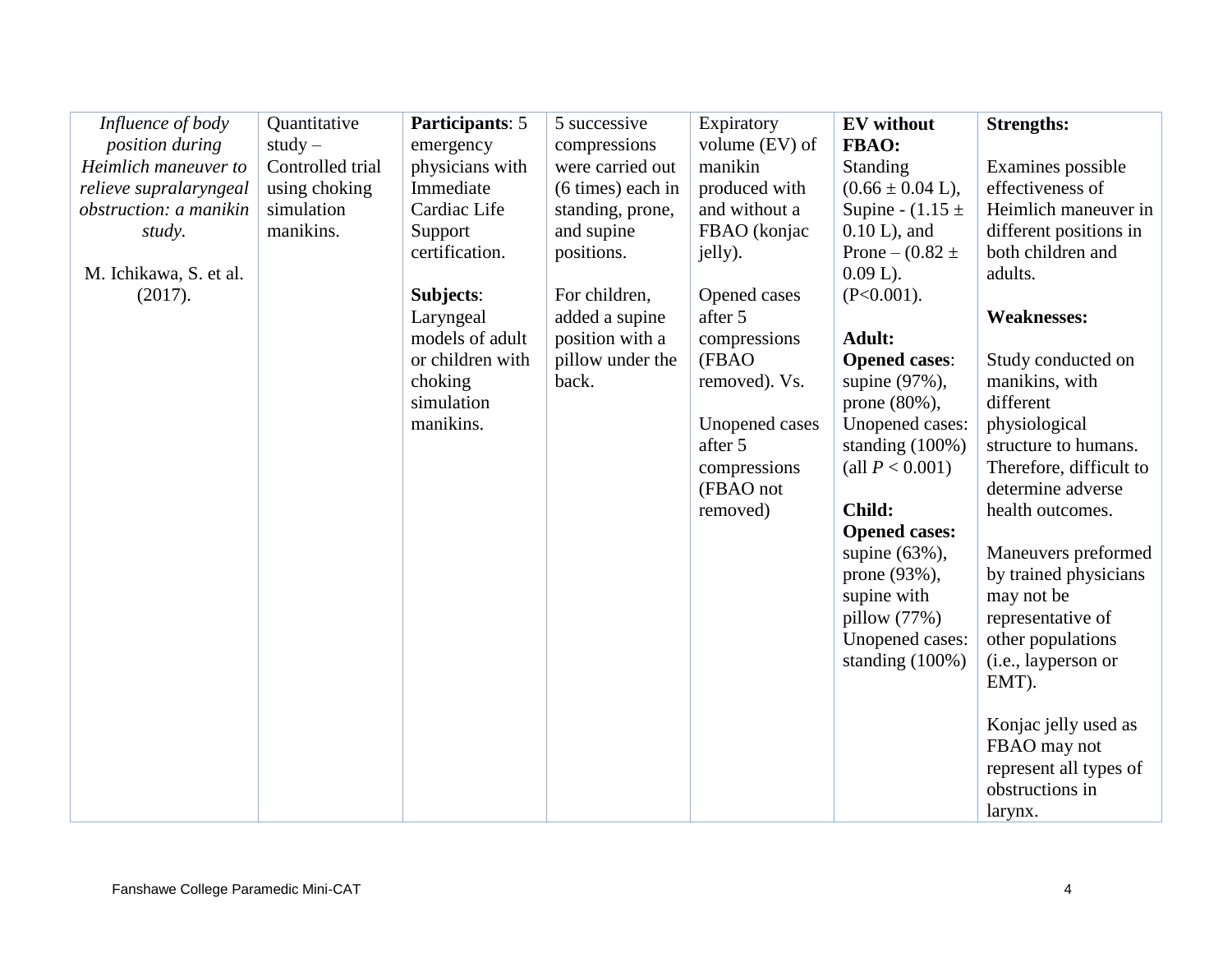| | | | | | | |
|---|---|---|---|---|---|---|
| *Influence of body position during Heimlich maneuver to relieve supralaryngeal obstruction: a manikin study.*<br><br>M. Ichikawa, S. et al. (2017). | Quantitative study – Controlled trial using choking simulation manikins. | **Participants**: 5 emergency physicians with Immediate Cardiac Life Support certification.<br><br>**Subjects**: Laryngeal models of adult or children with choking simulation manikins. | 5 successive compressions were carried out (6 times) each in standing, prone, and supine positions.<br><br>For children, added a supine position with a pillow under the back. | Expiratory volume (EV) of manikin produced with and without a FBAO (konjac jelly).<br><br>Opened cases after 5 compressions (FBAO removed). Vs.<br><br>Unopened cases after 5 compressions (FBAO not removed) | **EV without FBAO:** Standing ($0.66 \pm 0.04$ L), Supine - ($1.15 \pm 0.10$ L), and Prone – ($0.82 \pm 0.09$ L). ($P<0.001$).<br><br>**Adult:**<br>**Opened cases**: supine (97%), prone (80%),<br>Unopened cases: standing (100%) (all $P < 0.001$)<br><br>**Child:**<br>**Opened cases:** supine (63%), prone (93%), supine with pillow (77%)<br>Unopened cases: standing (100%) | **Strengths:**<br><br>Examines possible effectiveness of Heimlich maneuver in different positions in both children and adults.<br><br>**Weaknesses:**<br><br>Study conducted on manikins, with different physiological structure to humans. Therefore, difficult to determine adverse health outcomes.<br><br>Maneuvers preformed by trained physicians may not be representative of other populations (i.e., layperson or EMT).<br><br>Konjac jelly used as FBAO may not represent all types of obstructions in larynx. |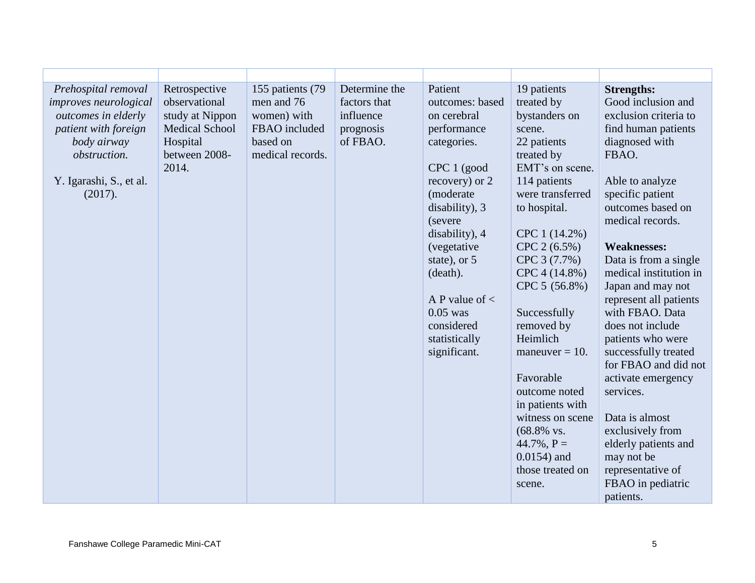| | | | | | | |
|---|---|---|---|---|---|---|
| *Prehospital removal improves neurological outcomes in elderly patient with foreign body airway obstruction.*<br><br>Y. Igarashi, S., et al. (2017). | Retrospective observational study at Nippon Medical School Hospital between 2008-2014. | 155 patients (79 men and 76 women) with FBAO included based on medical records. | Determine the factors that influence prognosis of FBAO. | Patient outcomes: based on cerebral performance categories.<br><br>CPC 1 (good recovery) or 2 (moderate disability), 3 (severe disability), 4 (vegetative state), or 5 (death).<br><br>A P value of $< 0.05$ was considered statistically significant. | 19 patients treated by bystanders on scene.<br>22 patients treated by EMT's on scene.<br>114 patients were transferred to hospital.<br><br>CPC 1 (14.2%)<br>CPC 2 (6.5%)<br>CPC 3 (7.7%)<br>CPC 4 (14.8%)<br>CPC 5 (56.8%)<br><br>Successfully removed by Heimlich maneuver = 10.<br><br>Favorable outcome noted in patients with witness on scene (68.8% vs. 44.7%, $P = 0.0154$) and those treated on scene. | **Strengths:**<br>Good inclusion and exclusion criteria to find human patients diagnosed with FBAO.<br><br>Able to analyze specific patient outcomes based on medical records.<br><br>**Weaknesses:**<br>Data is from a single medical institution in Japan and may not represent all patients with FBAO. Data does not include patients who were successfully treated for FBAO and did not activate emergency services.<br><br>Data is almost exclusively from elderly patients and may not be representative of FBAO in pediatric patients. |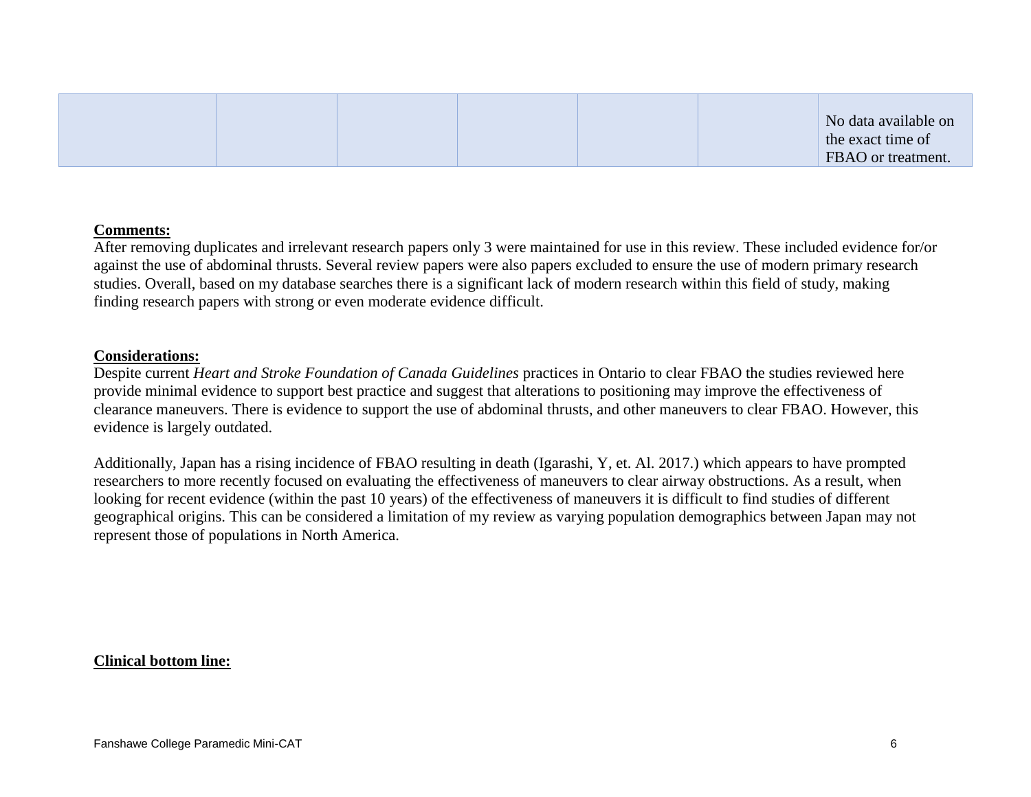|  |  |  |  |  |  | No data available on the exact time of FBAO or treatment. |
|---|---|---|---|---|---|---|

**Comments:**

After removing duplicates and irrelevant research papers only 3 were maintained for use in this review. These included evidence for/or against the use of abdominal thrusts. Several review papers were also papers excluded to ensure the use of modern primary research studies. Overall, based on my database searches there is a significant lack of modern research within this field of study, making finding research papers with strong or even moderate evidence difficult.

**Considerations:**

Despite current *Heart and Stroke Foundation of Canada Guidelines* practices in Ontario to clear FBAO the studies reviewed here provide minimal evidence to support best practice and suggest that alterations to positioning may improve the effectiveness of clearance maneuvers. There is evidence to support the use of abdominal thrusts, and other maneuvers to clear FBAO. However, this evidence is largely outdated.

Additionally, Japan has a rising incidence of FBAO resulting in death (Igarashi, Y, et. Al. 2017.) which appears to have prompted researchers to more recently focused on evaluating the effectiveness of maneuvers to clear airway obstructions. As a result, when looking for recent evidence (within the past 10 years) of the effectiveness of maneuvers it is difficult to find studies of different geographical origins. This can be considered a limitation of my review as varying population demographics between Japan may not represent those of populations in North America.

**Clinical bottom line:**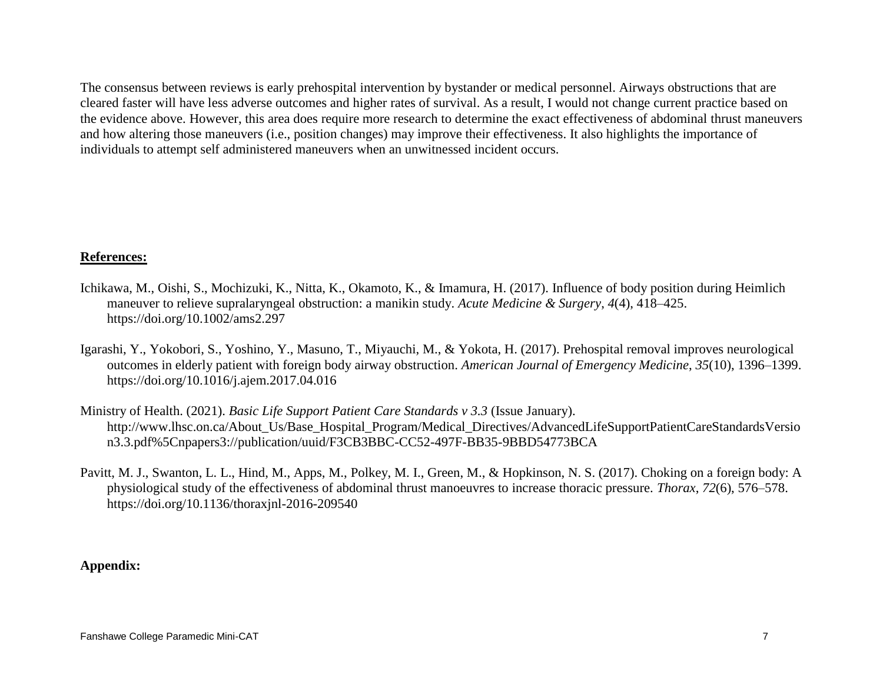The consensus between reviews is early prehospital intervention by bystander or medical personnel. Airways obstructions that are cleared faster will have less adverse outcomes and higher rates of survival. As a result, I would not change current practice based on the evidence above. However, this area does require more research to determine the exact effectiveness of abdominal thrust maneuvers and how altering those maneuvers (i.e., position changes) may improve their effectiveness. It also highlights the importance of individuals to attempt self administered maneuvers when an unwitnessed incident occurs.

**References:**

Ichikawa, M., Oishi, S., Mochizuki, K., Nitta, K., Okamoto, K., & Imamura, H. (2017). Influence of body position during Heimlich maneuver to relieve supralaryngeal obstruction: a manikin study. *Acute Medicine & Surgery*, *4*(4), 418–425. https://doi.org/10.1002/ams2.297

Igarashi, Y., Yokobori, S., Yoshino, Y., Masuno, T., Miyauchi, M., & Yokota, H. (2017). Prehospital removal improves neurological outcomes in elderly patient with foreign body airway obstruction. *American Journal of Emergency Medicine*, *35*(10), 1396–1399. https://doi.org/10.1016/j.ajem.2017.04.016

Ministry of Health. (2021). *Basic Life Support Patient Care Standards v 3.3* (Issue January). http://www.lhsc.on.ca/About_Us/Base_Hospital_Program/Medical_Directives/AdvancedLifeSupportPatientCareStandardsVersion3.3.pdf%5Cnpapers3://publication/uuid/F3CB3BBC-CC52-497F-BB35-9BBD54773BCA

Pavitt, M. J., Swanton, L. L., Hind, M., Apps, M., Polkey, M. I., Green, M., & Hopkinson, N. S. (2017). Choking on a foreign body: A physiological study of the effectiveness of abdominal thrust manoeuvres to increase thoracic pressure. *Thorax*, *72*(6), 576–578. https://doi.org/10.1136/thoraxjnl-2016-209540

**Appendix:**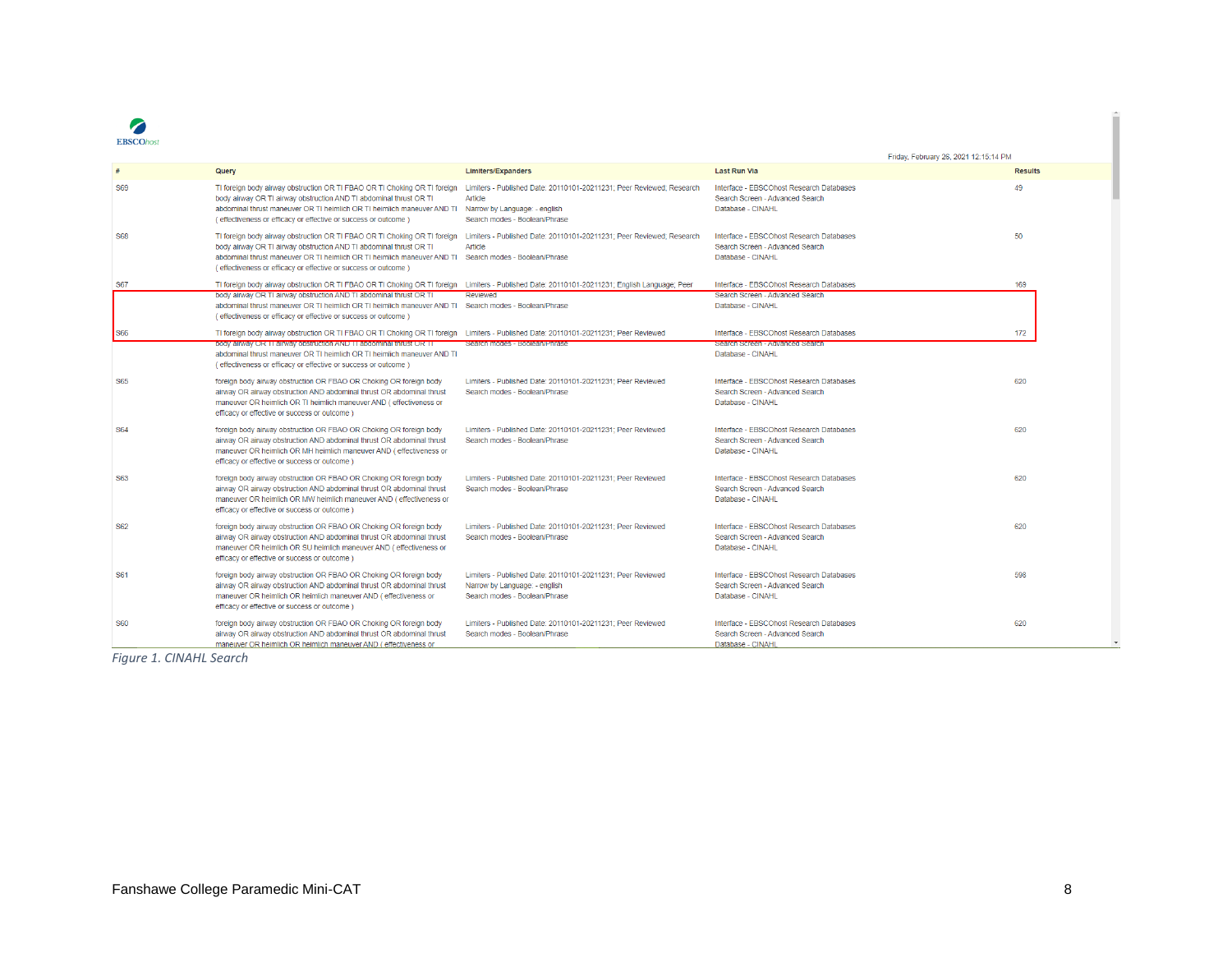EBSCOhost

Friday, February 26, 2021 12:15:14 PM

| # | Query | Limiters/Expanders | Last Run Via | Results |
|---|---|---|---|---|
| S69 | TI foreign body airway obstruction OR TI FBAO OR TI Choking OR TI foreign body airway OR TI airway obstruction AND TI abdominal thrust OR TI abdominal thrust maneuver OR TI heimlich OR TI heimlich maneuver AND TI ( effectiveness or efficacy or effective or success or outcome ) | Limiters - Published Date: 20110101-20211231; Peer Reviewed; Research Article<br>Narrow by Language: - english<br>Search modes - Boolean/Phrase | Interface - EBSCOhost Research Databases<br>Search Screen - Advanced Search<br>Database - CINAHL | 49 |
| S68 | TI foreign body airway obstruction OR TI FBAO OR TI Choking OR TI foreign body airway OR TI airway obstruction AND TI abdominal thrust OR TI abdominal thrust maneuver OR TI heimlich OR TI heimlich maneuver AND TI ( effectiveness or efficacy or effective or success or outcome ) | Limiters - Published Date: 20110101-20211231; Peer Reviewed; Research Article<br>Search modes - Boolean/Phrase | Interface - EBSCOhost Research Databases<br>Search Screen - Advanced Search<br>Database - CINAHL | 50 |
| S67 | TI foreign body airway obstruction OR TI FBAO OR TI Choking OR TI foreign body airway OR TI airway obstruction AND TI abdominal thrust OR TI abdominal thrust maneuver OR TI heimlich OR TI heimlich maneuver AND TI ( effectiveness or efficacy or effective or success or outcome ) | Limiters - Published Date: 20110101-20211231; English Language; Peer Reviewed<br>Search modes - Boolean/Phrase | Interface - EBSCOhost Research Databases<br>Search Screen - Advanced Search<br>Database - CINAHL | 169 |
| S66 | TI foreign body airway obstruction OR TI FBAO OR TI Choking OR TI foreign body airway OR TI airway obstruction AND TI abdominal thrust OR TI abdominal thrust maneuver OR TI heimlich OR TI heimlich maneuver AND TI ( effectiveness or efficacy or effective or success or outcome ) | Limiters - Published Date: 20110101-20211231; Peer Reviewed<br>Search modes - Boolean/Phrase | Interface - EBSCOhost Research Databases<br>Search Screen - Advanced Search<br>Database - CINAHL | 172 |
| S65 | foreign body airway obstruction OR FBAO OR Choking OR foreign body airway OR airway obstruction AND abdominal thrust OR abdominal thrust maneuver OR heimlich OR TI heimlich maneuver AND ( effectiveness or efficacy or effective or success or outcome ) | Limiters - Published Date: 20110101-20211231; Peer Reviewed<br>Search modes - Boolean/Phrase | Interface - EBSCOhost Research Databases<br>Search Screen - Advanced Search<br>Database - CINAHL | 620 |
| S64 | foreign body airway obstruction OR FBAO OR Choking OR foreign body airway OR airway obstruction AND abdominal thrust OR abdominal thrust maneuver OR heimlich OR MH heimlich maneuver AND ( effectiveness or efficacy or effective or success or outcome ) | Limiters - Published Date: 20110101-20211231; Peer Reviewed<br>Search modes - Boolean/Phrase | Interface - EBSCOhost Research Databases<br>Search Screen - Advanced Search<br>Database - CINAHL | 620 |
| S63 | foreign body airway obstruction OR FBAO OR Choking OR foreign body airway OR airway obstruction AND abdominal thrust OR abdominal thrust maneuver OR heimlich OR MW heimlich maneuver AND ( effectiveness or efficacy or effective or success or outcome ) | Limiters - Published Date: 20110101-20211231; Peer Reviewed<br>Search modes - Boolean/Phrase | Interface - EBSCOhost Research Databases<br>Search Screen - Advanced Search<br>Database - CINAHL | 620 |
| S62 | foreign body airway obstruction OR FBAO OR Choking OR foreign body airway OR airway obstruction AND abdominal thrust OR abdominal thrust maneuver OR heimlich OR SU heimlich maneuver AND ( effectiveness or efficacy or effective or success or outcome ) | Limiters - Published Date: 20110101-20211231; Peer Reviewed<br>Search modes - Boolean/Phrase | Interface - EBSCOhost Research Databases<br>Search Screen - Advanced Search<br>Database - CINAHL | 620 |
| S61 | foreign body airway obstruction OR FBAO OR Choking OR foreign body airway OR airway obstruction AND abdominal thrust OR abdominal thrust maneuver OR heimlich OR heimlich maneuver AND ( effectiveness or efficacy or effective or success or outcome ) | Limiters - Published Date: 20110101-20211231; Peer Reviewed<br>Narrow by Language: - english<br>Search modes - Boolean/Phrase | Interface - EBSCOhost Research Databases<br>Search Screen - Advanced Search<br>Database - CINAHL | 598 |
| S60 | foreign body airway obstruction OR FBAO OR Choking OR foreign body airway OR airway obstruction AND abdominal thrust OR abdominal thrust maneuver OR heimlich OR heimlich maneuver AND ( effectiveness or | Limiters - Published Date: 20110101-20211231; Peer Reviewed<br>Search modes - Boolean/Phrase | Interface - EBSCOhost Research Databases<br>Search Screen - Advanced Search<br>Database - CINAHL | 620 |

*Figure 1. CINAHL Search*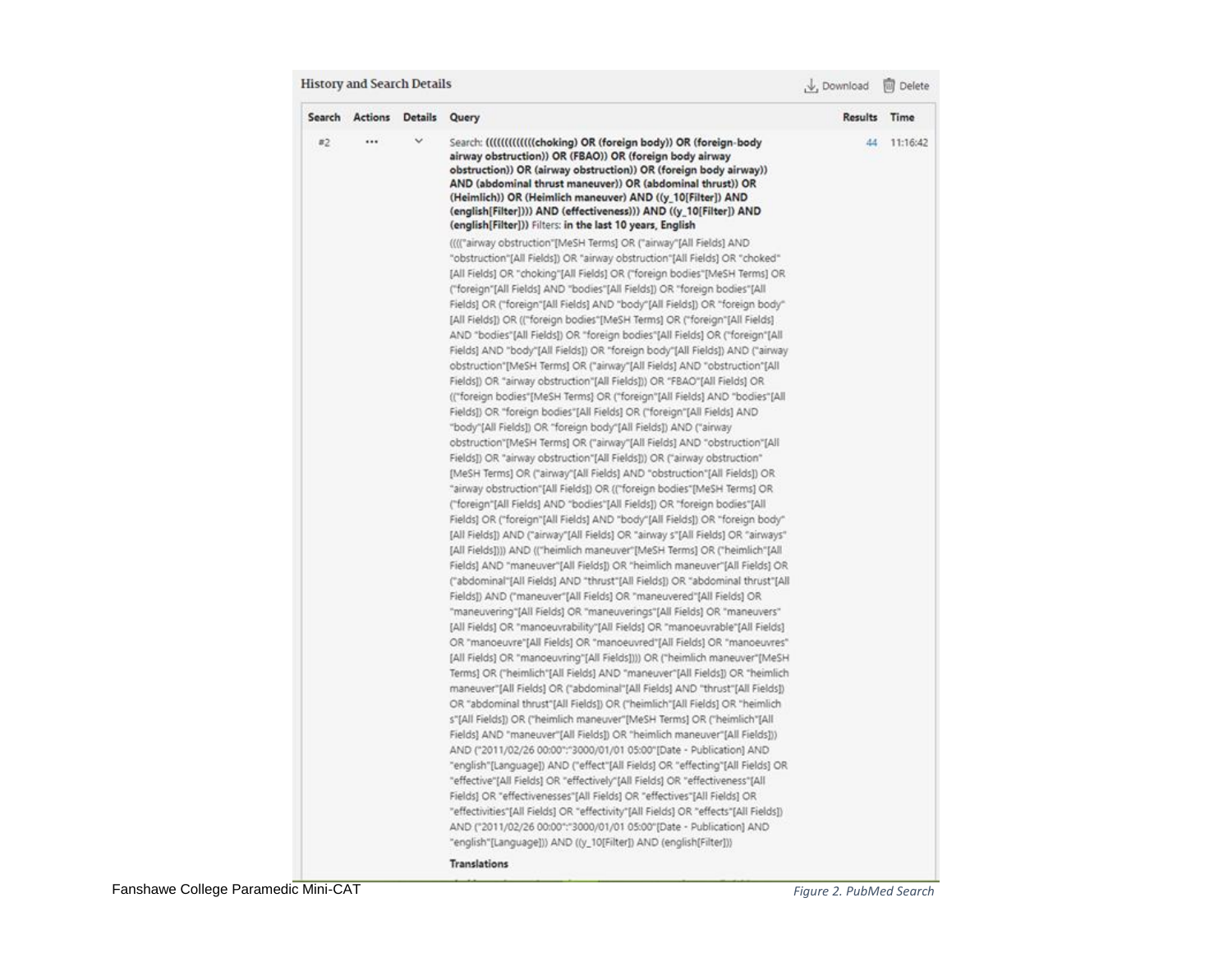**History and Search Details**

Download   Delete

| Search | Actions | Details | Query | Results | Time |
|---|---|---|---|---|---|
| #2 | ... | ⌄ | Search: **((((((((((((choking) OR (foreign body)) OR (foreign-body airway obstruction)) OR (FBAO)) OR (foreign body airway obstruction)) OR (airway obstruction)) OR (foreign body airway)) AND (abdominal thrust maneuver)) OR (abdominal thrust)) OR (Heimlich)) OR (Heimlich maneuver) AND ((y_10[Filter]) AND (english[Filter]))) AND (effectiveness))) AND ((y_10[Filter]) AND (english[Filter]))** Filters: **in the last 10 years, English** | 44 | 11:16:42 |

(((("airway obstruction"[MeSH Terms] OR ("airway"[All Fields] AND "obstruction"[All Fields]) OR "airway obstruction"[All Fields] OR "choked"[All Fields] OR "choking"[All Fields] OR ("foreign bodies"[MeSH Terms] OR ("foreign"[All Fields] AND "bodies"[All Fields]) OR "foreign bodies"[All Fields] OR ("foreign"[All Fields] AND "body"[All Fields]) OR "foreign body"[All Fields]) OR (("foreign bodies"[MeSH Terms] OR ("foreign"[All Fields] AND "bodies"[All Fields]) OR "foreign bodies"[All Fields] OR ("foreign"[All Fields] AND "body"[All Fields]) OR "foreign body"[All Fields]) AND ("airway obstruction"[MeSH Terms] OR ("airway"[All Fields] AND "obstruction"[All Fields]) OR "airway obstruction"[All Fields])) OR "FBAO"[All Fields] OR (("foreign bodies"[MeSH Terms] OR ("foreign"[All Fields] AND "bodies"[All Fields]) OR "foreign bodies"[All Fields] OR ("foreign"[All Fields] AND "body"[All Fields]) OR "foreign body"[All Fields]) AND ("airway obstruction"[MeSH Terms] OR ("airway"[All Fields] AND "obstruction"[All Fields]) OR "airway obstruction"[All Fields])) OR ("airway obstruction"[MeSH Terms] OR ("airway"[All Fields] AND "obstruction"[All Fields]) OR "airway obstruction"[All Fields]) OR (("foreign bodies"[MeSH Terms] OR ("foreign"[All Fields] AND "bodies"[All Fields]) OR "foreign bodies"[All Fields] OR ("foreign"[All Fields] AND "body"[All Fields]) OR "foreign body"[All Fields]) AND ("airway"[All Fields] OR "airway s"[All Fields] OR "airways"[All Fields]))) AND (("heimlich maneuver"[MeSH Terms] OR ("heimlich"[All Fields] AND "maneuver"[All Fields]) OR "heimlich maneuver"[All Fields] OR ("abdominal"[All Fields] AND "thrust"[All Fields]) OR "abdominal thrust"[All Fields]) AND ("maneuver"[All Fields] OR "maneuvered"[All Fields] OR "maneuvering"[All Fields] OR "maneuverings"[All Fields] OR "maneuvers"[All Fields] OR "manoeuvrability"[All Fields] OR "manoeuvrable"[All Fields] OR "manoeuvre"[All Fields] OR "manoeuvred"[All Fields] OR "manoeuvres"[All Fields] OR "manoeuvring"[All Fields]))) OR ("heimlich maneuver"[MeSH Terms] OR ("heimlich"[All Fields] AND "maneuver"[All Fields]) OR "heimlich maneuver"[All Fields] OR ("abdominal"[All Fields] AND "thrust"[All Fields]) OR "abdominal thrust"[All Fields]) OR ("heimlich"[All Fields] OR "heimlich s"[All Fields]) OR ("heimlich maneuver"[MeSH Terms] OR ("heimlich"[All Fields] AND "maneuver"[All Fields]) OR "heimlich maneuver"[All Fields])) AND ("2011/02/26 00:00":"3000/01/01 05:00"[Date - Publication] AND "english"[Language]) AND ("effect"[All Fields] OR "effecting"[All Fields] OR "effective"[All Fields] OR "effectively"[All Fields] OR "effectiveness"[All Fields] OR "effectivenesses"[All Fields] OR "effectives"[All Fields] OR "effectivities"[All Fields] OR "effectivity"[All Fields] OR "effects"[All Fields]) AND ("2011/02/26 00:00":"3000/01/01 05:00"[Date - Publication] AND "english"[Language])) AND ((y_10[Filter]) AND (english[Filter]))

**Translations**

*Figure 2. PubMed Search*